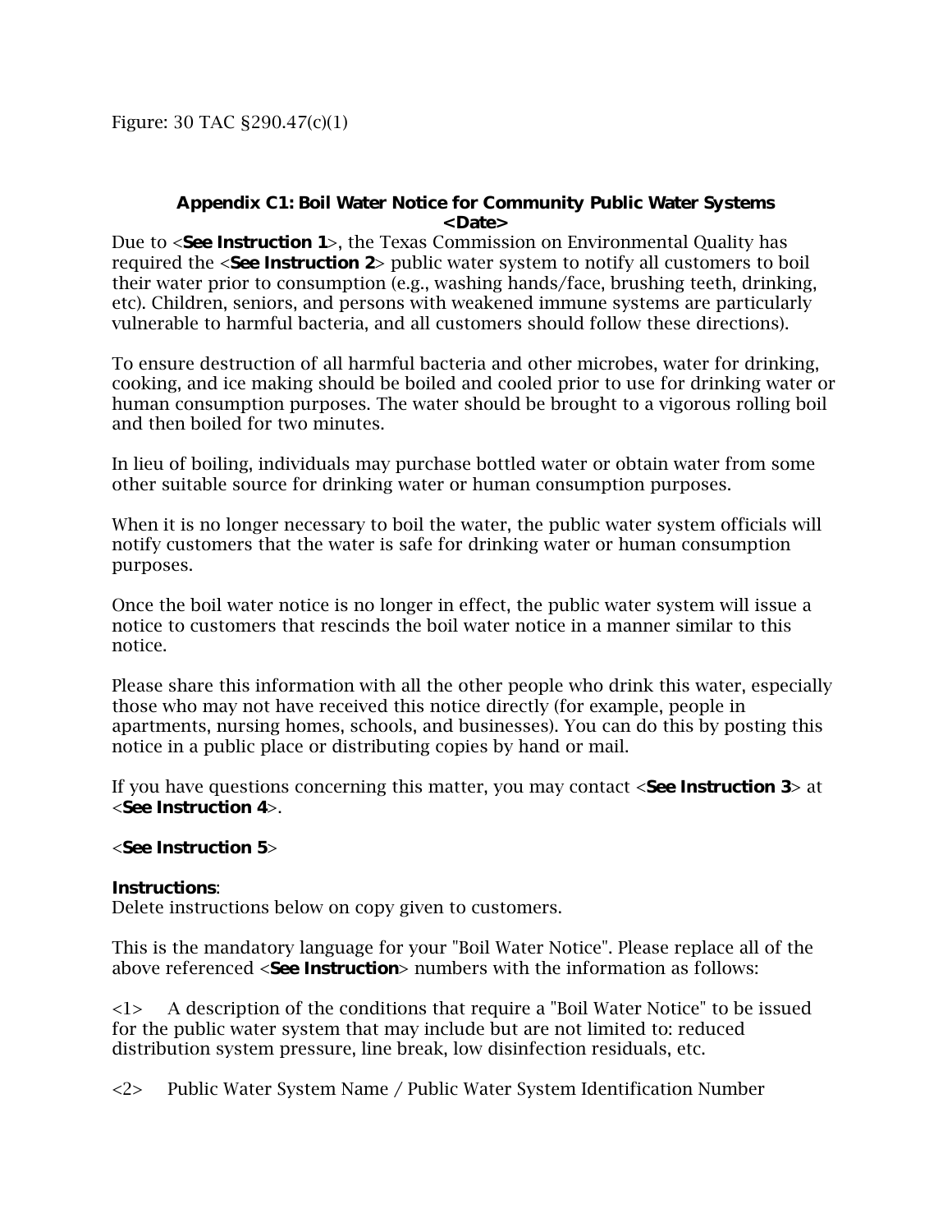Figure: 30 TAC §290.47(c)(1)

## Appendix C1: Boil Water Notice for Community Public Water Systems

**<Date>**

Due to <**See Instruction 1**>, the Texas Commission on Environmental Quality has required the <**See Instruction 2**> public water system to notify all customers to boil their water prior to consumption (e.g., washing hands/face, brushing teeth, drinking, etc). Children, seniors, and persons with weakened immune systems are particularly vulnerable to harmful bacteria, and all customers should follow these directions).

To ensure destruction of all harmful bacteria and other microbes, water for drinking, cooking, and ice making should be boiled and cooled prior to use for drinking water or human consumption purposes. The water should be brought to a vigorous rolling boil and then boiled for two minutes.

In lieu of boiling, individuals may purchase bottled water or obtain water from some other suitable source for drinking water or human consumption purposes.

When it is no longer necessary to boil the water, the public water system officials will notify customers that the water is safe for drinking water or human consumption purposes.

Once the boil water notice is no longer in effect, the public water system will issue a notice to customers that rescinds the boil water notice in a manner similar to this notice.

Please share this information with all the other people who drink this water, especially those who may not have received this notice directly (for example, people in apartments, nursing homes, schools, and businesses). You can do this by posting this notice in a public place or distributing copies by hand or mail.

If you have questions concerning this matter, you may contact <**See Instruction 3**> at <**See Instruction 4**>.

<**See Instruction 5**>

**Instructions**:
Delete instructions below on copy given to customers.

This is the mandatory language for your "Boil Water Notice". Please replace all of the above referenced <**See Instruction**> numbers with the information as follows:

<1> A description of the conditions that require a "Boil Water Notice" to be issued for the public water system that may include but are not limited to: reduced distribution system pressure, line break, low disinfection residuals, etc.

<2> Public Water System Name / Public Water System Identification Number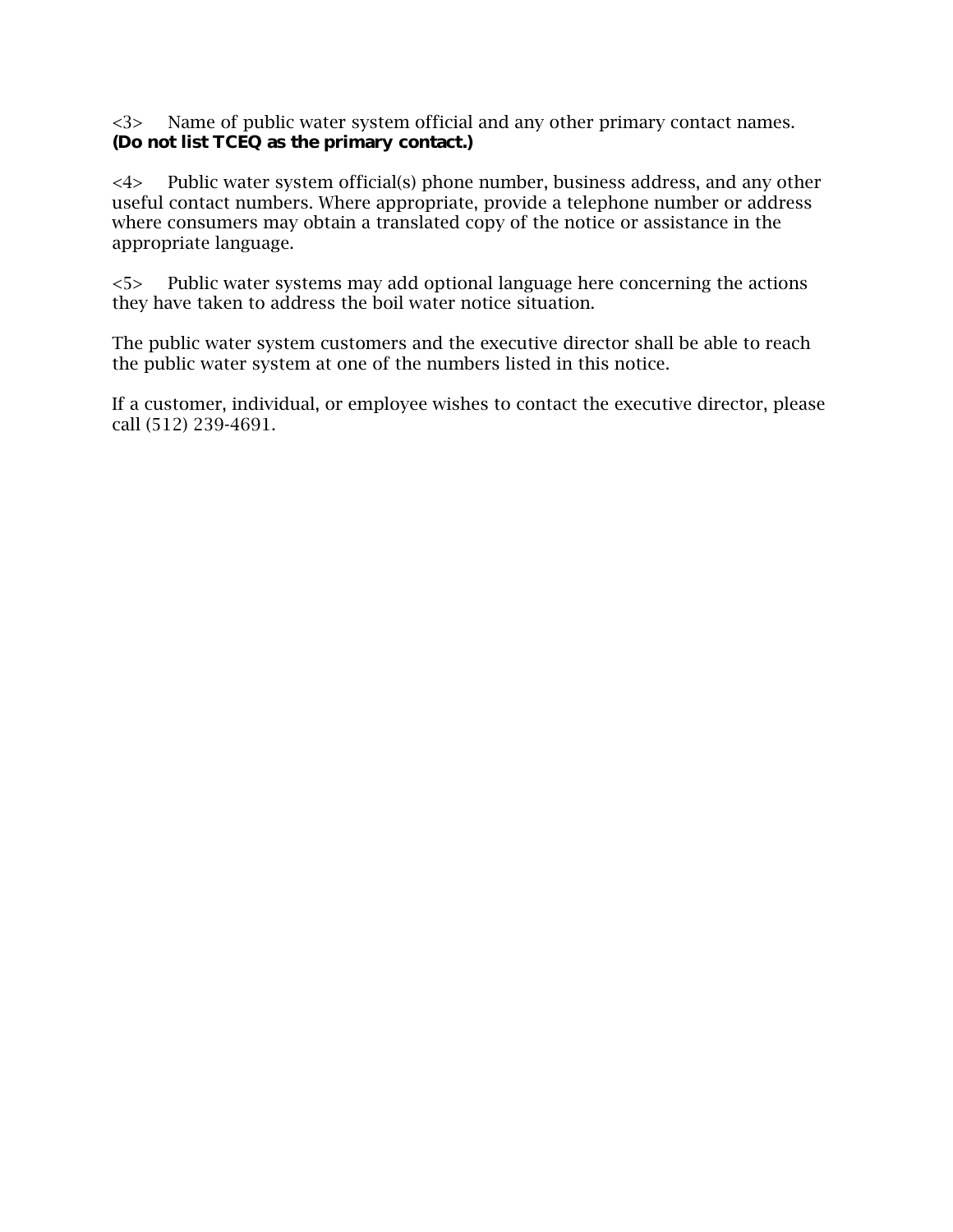<3> Name of public water system official and any other primary contact names.
**(Do not list TCEQ as the primary contact.)**

<4> Public water system official(s) phone number, business address, and any other useful contact numbers. Where appropriate, provide a telephone number or address where consumers may obtain a translated copy of the notice or assistance in the appropriate language.

<5> Public water systems may add optional language here concerning the actions they have taken to address the boil water notice situation.

The public water system customers and the executive director shall be able to reach the public water system at one of the numbers listed in this notice.

If a customer, individual, or employee wishes to contact the executive director, please call (512) 239-4691.